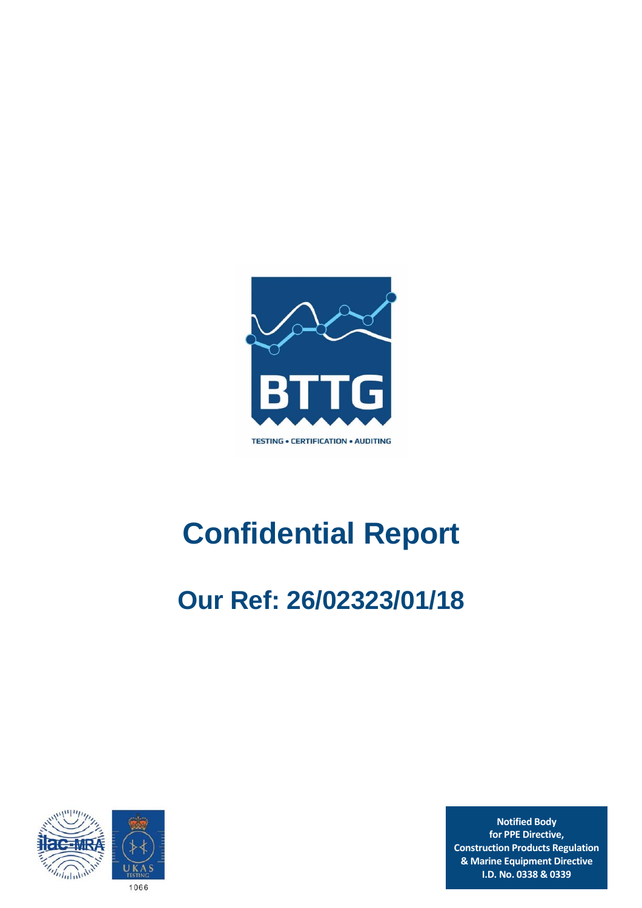BTTG

TESTING • CERTIFICATION • AUDITING

# Confidential Report

## Our Ref: 26/02323/01/18

1066

**Notified Body for PPE Directive, Construction Products Regulation & Marine Equipment Directive I.D. No. 0338 & 0339**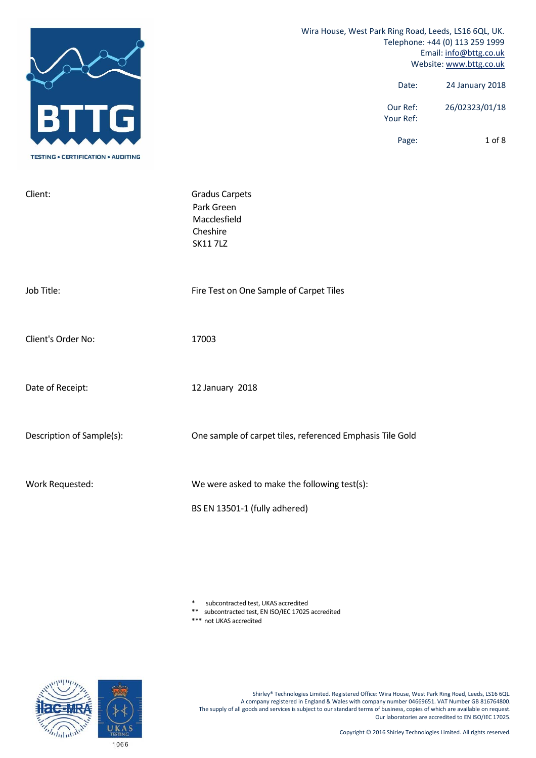Wira House, West Park Ring Road, Leeds, LS16 6QL, UK.
Telephone: +44 (0) 113 259 1999
Email: info@bttg.co.uk
Website: www.bttg.co.uk

| | |
|---|---|
| Date: | 24 January 2018 |
| Our Ref: | 26/02323/01/18 |
| Your Ref: | |

| | |
|---|---|
| Client: | Gradus Carpets<br>Park Green<br>Macclesfield<br>Cheshire<br>SK11 7LZ |
| Job Title: | Fire Test on One Sample of Carpet Tiles |
| Client's Order No: | 17003 |
| Date of Receipt: | 12 January 2018 |
| Description of Sample(s): | One sample of carpet tiles, referenced Emphasis Tile Gold |
| Work Requested: | We were asked to make the following test(s):<br><br>BS EN 13501-1 (fully adhered) |

\* subcontracted test, UKAS accredited
\*\* subcontracted test, EN ISO/IEC 17025 accredited
\*\*\* not UKAS accredited

Shirley® Technologies Limited. Registered Office: Wira House, West Park Ring Road, Leeds, LS16 6QL.
A company registered in England & Wales with company number 04669651. VAT Number GB 816764800.
The supply of all goods and services is subject to our standard terms of business, copies of which are available on request.
Our laboratories are accredited to EN ISO/IEC 17025.

Copyright © 2016 Shirley Technologies Limited. All rights reserved.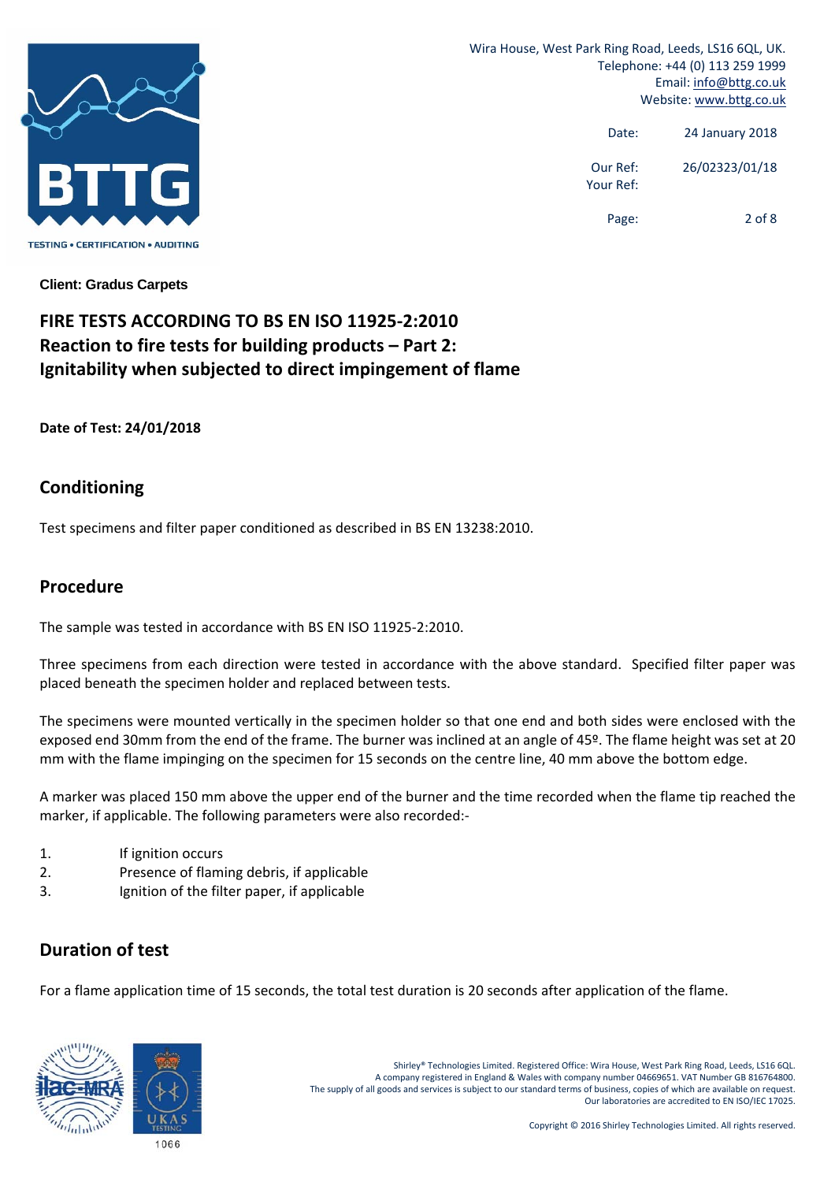**Client: Gradus Carpets**

# FIRE TESTS ACCORDING TO BS EN ISO 11925-2:2010
# Reaction to fire tests for building products – Part 2: Ignitability when subjected to direct impingement of flame

**Date of Test: 24/01/2018**

## Conditioning

Test specimens and filter paper conditioned as described in BS EN 13238:2010.

## Procedure

The sample was tested in accordance with BS EN ISO 11925-2:2010.

Three specimens from each direction were tested in accordance with the above standard. Specified filter paper was placed beneath the specimen holder and replaced between tests.

The specimens were mounted vertically in the specimen holder so that one end and both sides were enclosed with the exposed end 30mm from the end of the frame. The burner was inclined at an angle of 45º. The flame height was set at 20 mm with the flame impinging on the specimen for 15 seconds on the centre line, 40 mm above the bottom edge.

A marker was placed 150 mm above the upper end of the burner and the time recorded when the flame tip reached the marker, if applicable. The following parameters were also recorded:-

1. If ignition occurs
2. Presence of flaming debris, if applicable
3. Ignition of the filter paper, if applicable

## Duration of test

For a flame application time of 15 seconds, the total test duration is 20 seconds after application of the flame.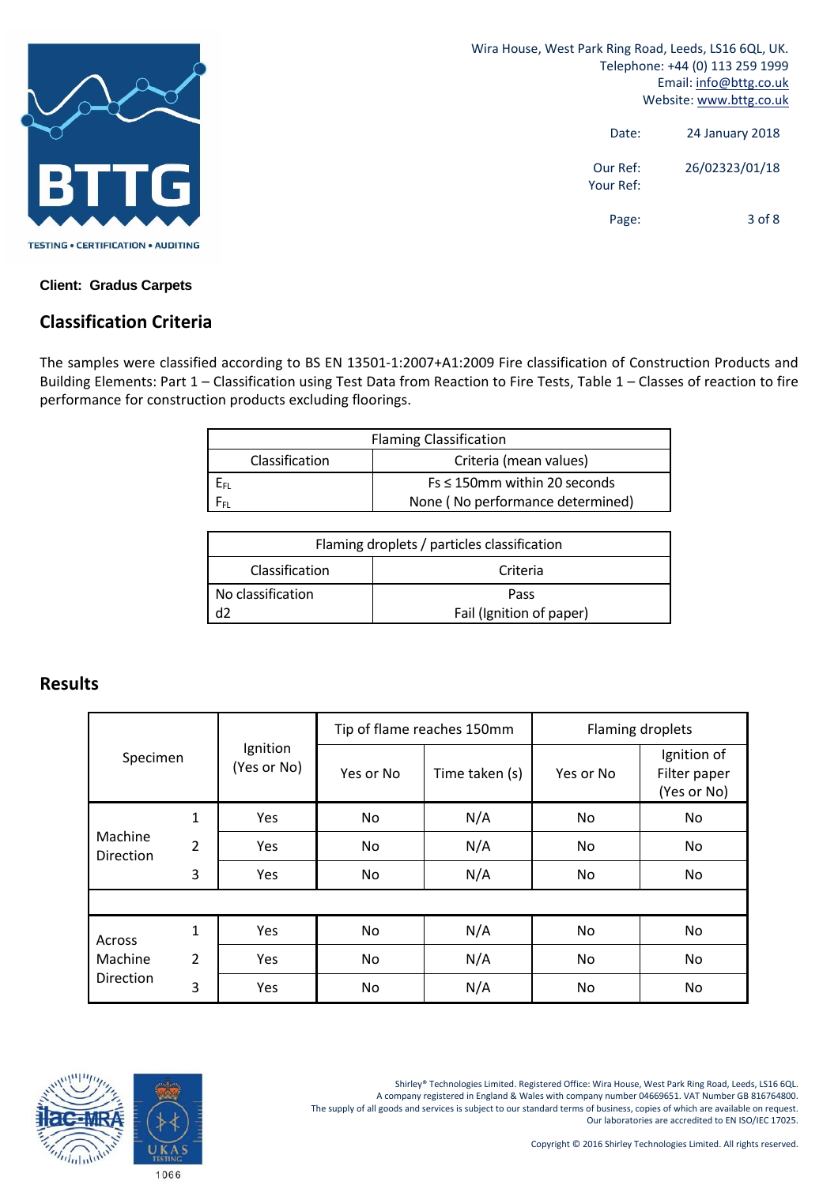Wira House, West Park Ring Road, Leeds, LS16 6QL, UK.
Telephone: +44 (0) 113 259 1999
Email: info@bttg.co.uk
Website: www.bttg.co.uk

Date: 24 January 2018

Our Ref: 26/02323/01/18
Your Ref:

**Client: Gradus Carpets**

## Classification Criteria

The samples were classified according to BS EN 13501-1:2007+A1:2009 Fire classification of Construction Products and Building Elements: Part 1 – Classification using Test Data from Reaction to Fire Tests, Table 1 – Classes of reaction to fire performance for construction products excluding floorings.

| Flaming Classification | |
|---|---|
| Classification | Criteria (mean values) |
| $E_{FL}$ | Fs ≤ 150mm within 20 seconds |
| $F_{FL}$ | None ( No performance determined) |

| Flaming droplets / particles classification | |
|---|---|
| Classification | Criteria |
| No classification | Pass |
| d2 | Fail (Ignition of paper) |

## Results

| Specimen | | Ignition (Yes or No) | Tip of flame reaches 150mm | | Flaming droplets | |
|---|---|---|---|---|---|---|
| | | | Yes or No | Time taken (s) | Yes or No | Ignition of Filter paper (Yes or No) |
| Machine Direction | 1 | Yes | No | N/A | No | No |
| | 2 | Yes | No | N/A | No | No |
| | 3 | Yes | No | N/A | No | No |
| | | | | | | |
| Across Machine Direction | 1 | Yes | No | N/A | No | No |
| | 2 | Yes | No | N/A | No | No |
| | 3 | Yes | No | N/A | No | No |

Shirley® Technologies Limited. Registered Office: Wira House, West Park Ring Road, Leeds, LS16 6QL.
A company registered in England & Wales with company number 04669651. VAT Number GB 816764800.
The supply of all goods and services is subject to our standard terms of business, copies of which are available on request.
Our laboratories are accredited to EN ISO/IEC 17025.

Copyright © 2016 Shirley Technologies Limited. All rights reserved.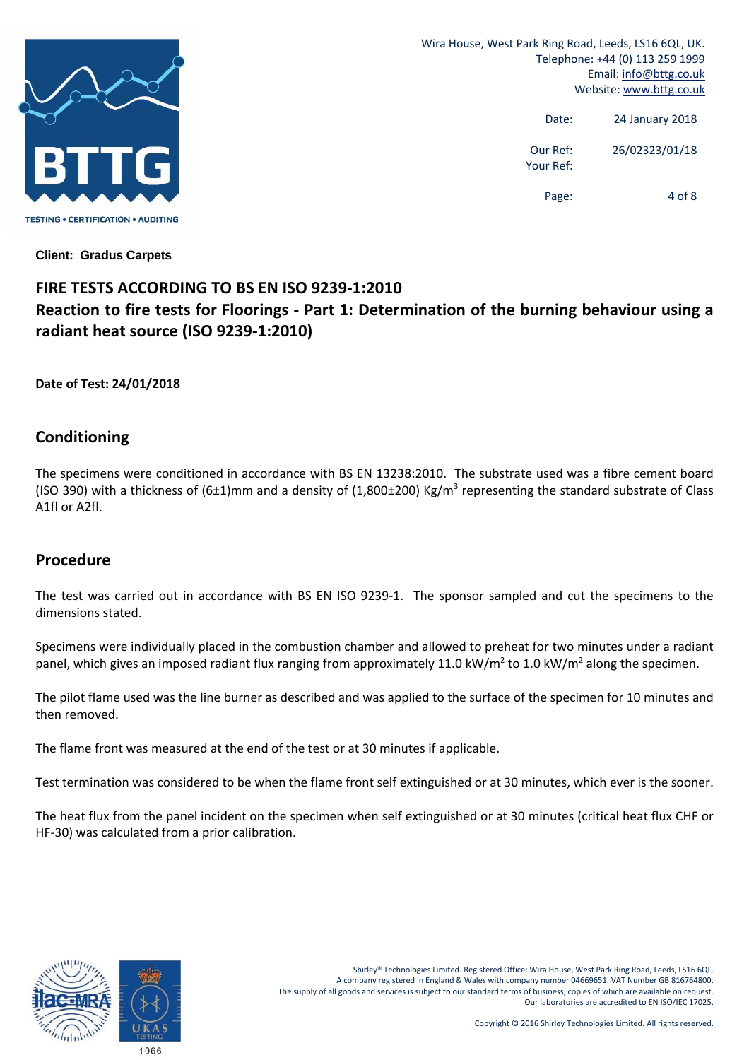**Client: Gradus Carpets**

## FIRE TESTS ACCORDING TO BS EN ISO 9239-1:2010

## Reaction to fire tests for Floorings - Part 1: Determination of the burning behaviour using a radiant heat source (ISO 9239-1:2010)

**Date of Test: 24/01/2018**

## Conditioning

The specimens were conditioned in accordance with BS EN 13238:2010. The substrate used was a fibre cement board (ISO 390) with a thickness of (6±1)mm and a density of (1,800±200) $Kg/m^3$ representing the standard substrate of Class A1fl or A2fl.

## Procedure

The test was carried out in accordance with BS EN ISO 9239-1. The sponsor sampled and cut the specimens to the dimensions stated.

Specimens were individually placed in the combustion chamber and allowed to preheat for two minutes under a radiant panel, which gives an imposed radiant flux ranging from approximately 11.0 $kW/m^2$ to 1.0 $kW/m^2$ along the specimen.

The pilot flame used was the line burner as described and was applied to the surface of the specimen for 10 minutes and then removed.

The flame front was measured at the end of the test or at 30 minutes if applicable.

Test termination was considered to be when the flame front self extinguished or at 30 minutes, which ever is the sooner.

The heat flux from the panel incident on the specimen when self extinguished or at 30 minutes (critical heat flux CHF or HF-30) was calculated from a prior calibration.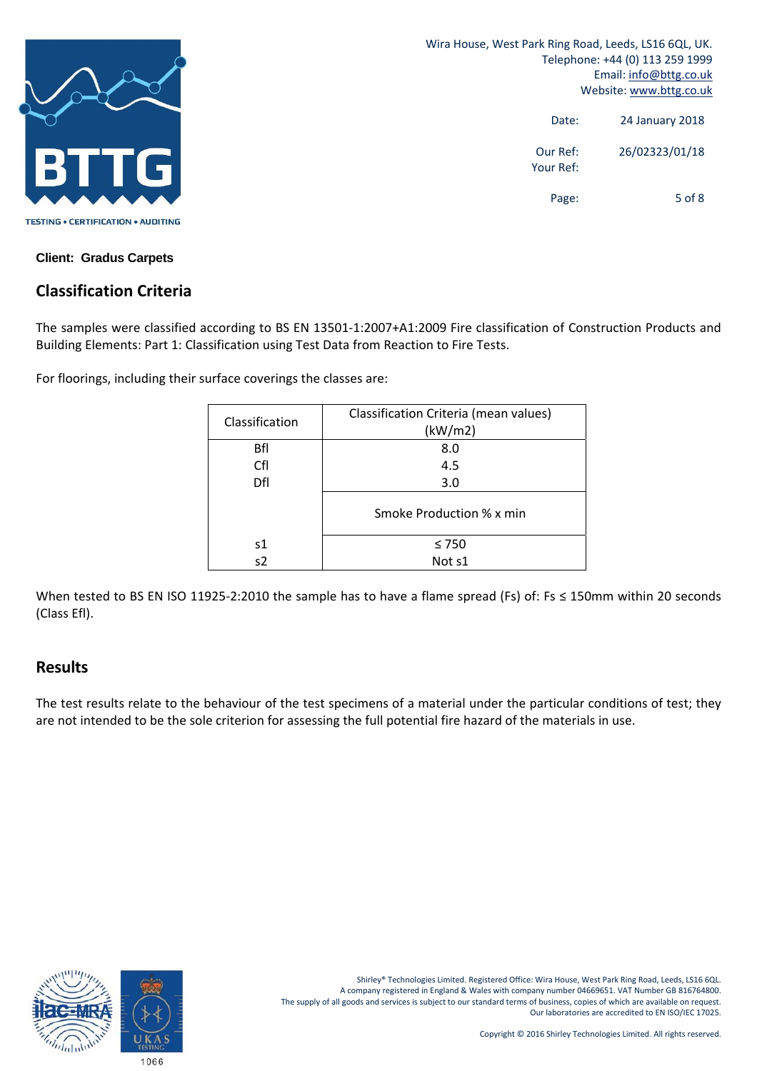**Client: Gradus Carpets**

## Classification Criteria

The samples were classified according to BS EN 13501-1:2007+A1:2009 Fire classification of Construction Products and Building Elements: Part 1: Classification using Test Data from Reaction to Fire Tests.

For floorings, including their surface coverings the classes are:

| Classification | Classification Criteria (mean values) (kW/m2) |
|---|---|
| Bfl | 8.0 |
| Cfl | 4.5 |
| Dfl | 3.0 |
| | Smoke Production % x min |
| s1 | ≤ 750 |
| s2 | Not s1 |

When tested to BS EN ISO 11925-2:2010 the sample has to have a flame spread (Fs) of: Fs ≤ 150mm within 20 seconds (Class Efl).

## Results

The test results relate to the behaviour of the test specimens of a material under the particular conditions of test; they are not intended to be the sole criterion for assessing the full potential fire hazard of the materials in use.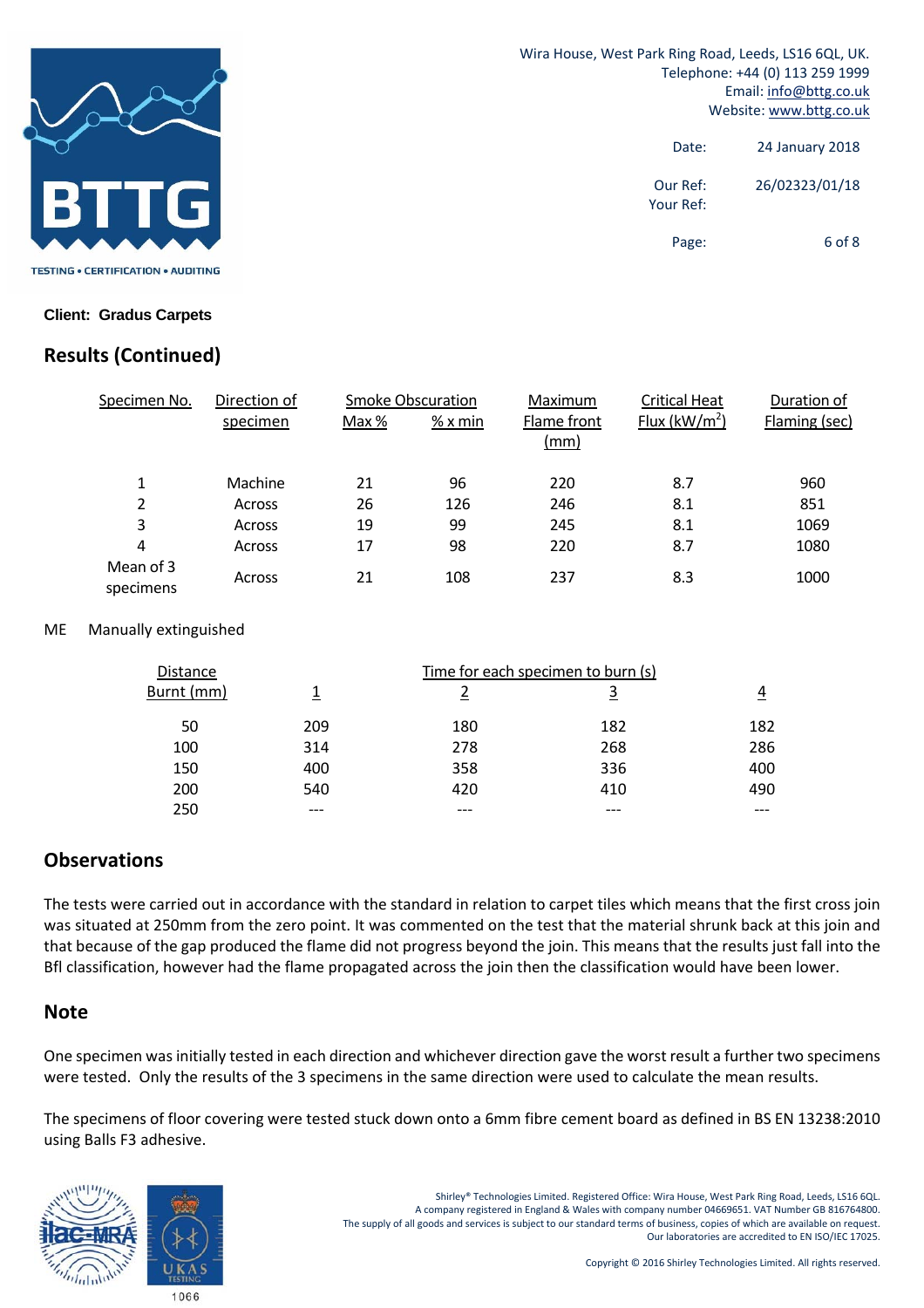Client: **Gradus Carpets**

Date: 24 January 2018

Our Ref: 26/02323/01/18

Your Ref:

## Results (Continued)

| Specimen No. | Direction of specimen | Smoke Obscuration Max % | Smoke Obscuration % x min | Maximum Flame front (mm) | Critical Heat Flux ($kW/m^2$) | Duration of Flaming (sec) |
|---|---|---|---|---|---|---|
| 1 | Machine | 21 | 96 | 220 | 8.7 | 960 |
| 2 | Across | 26 | 126 | 246 | 8.1 | 851 |
| 3 | Across | 19 | 99 | 245 | 8.1 | 1069 |
| 4 | Across | 17 | 98 | 220 | 8.7 | 1080 |
| Mean of 3 specimens | Across | 21 | 108 | 237 | 8.3 | 1000 |

ME Manually extinguished

| Distance Burnt (mm) | Time for each specimen to burn (s) 1 | 2 | 3 | 4 |
|---|---|---|---|---|
| 50 | 209 | 180 | 182 | 182 |
| 100 | 314 | 278 | 268 | 286 |
| 150 | 400 | 358 | 336 | 400 |
| 200 | 540 | 420 | 410 | 490 |
| 250 | --- | --- | --- | --- |

## Observations

The tests were carried out in accordance with the standard in relation to carpet tiles which means that the first cross join was situated at 250mm from the zero point. It was commented on the test that the material shrunk back at this join and that because of the gap produced the flame did not progress beyond the join. This means that the results just fall into the Bfl classification, however had the flame propagated across the join then the classification would have been lower.

## Note

One specimen was initially tested in each direction and whichever direction gave the worst result a further two specimens were tested. Only the results of the 3 specimens in the same direction were used to calculate the mean results.

The specimens of floor covering were tested stuck down onto a 6mm fibre cement board as defined in BS EN 13238:2010 using Balls F3 adhesive.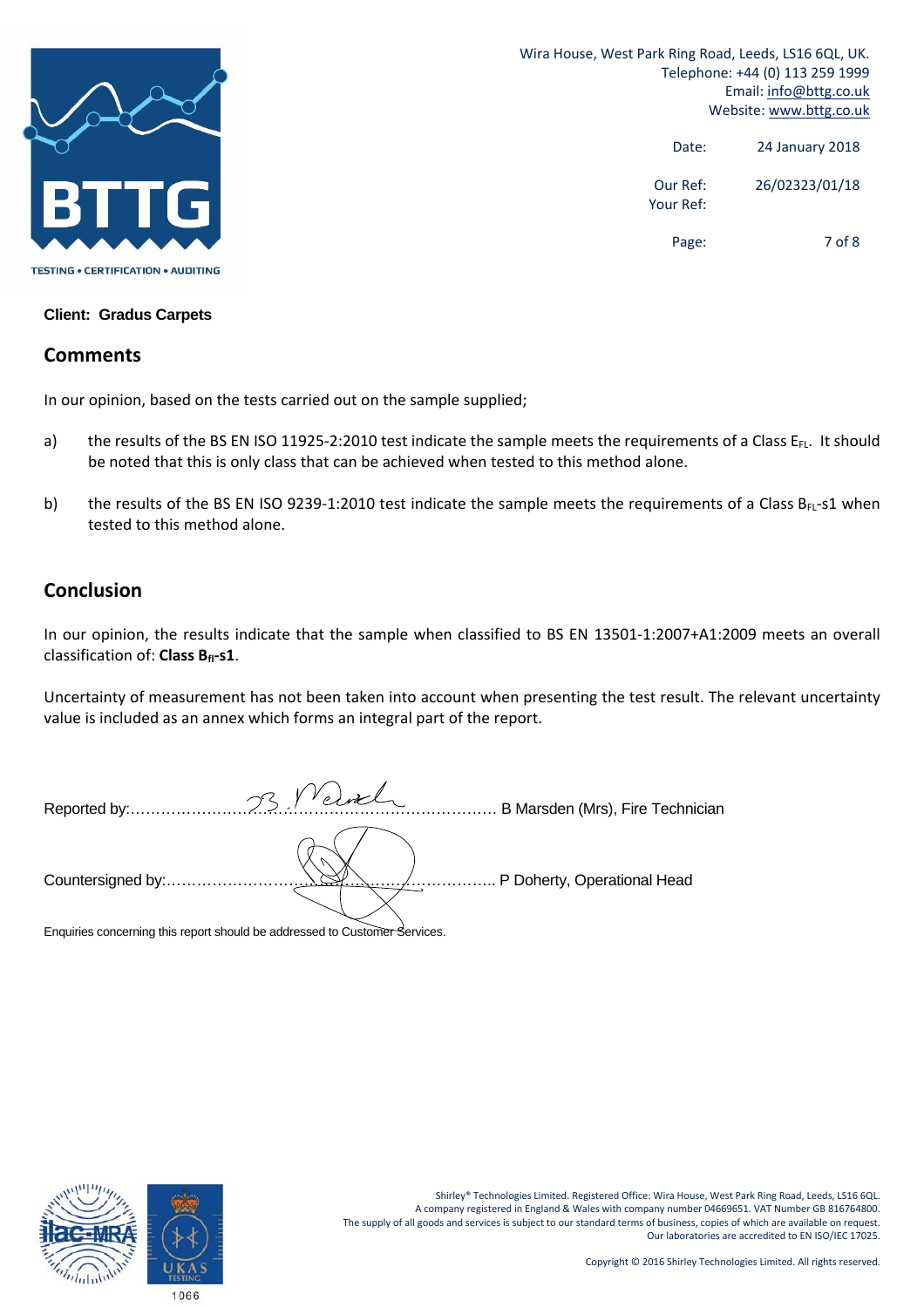Wira House, West Park Ring Road, Leeds, LS16 6QL, UK.
Telephone: +44 (0) 113 259 1999
Email: info@bttg.co.uk
Website: www.bttg.co.uk

Date: 24 January 2018

Our Ref: 26/02323/01/18
Your Ref:

**Client: Gradus Carpets**

## Comments

In our opinion, based on the tests carried out on the sample supplied;

a) the results of the BS EN ISO 11925-2:2010 test indicate the sample meets the requirements of a Class $E_{FL}$. It should be noted that this is only class that can be achieved when tested to this method alone.

b) the results of the BS EN ISO 9239-1:2010 test indicate the sample meets the requirements of a Class $B_{FL}$-s1 when tested to this method alone.

## Conclusion

In our opinion, the results indicate that the sample when classified to BS EN 13501-1:2007+A1:2009 meets an overall classification of: **Class $B_{fl}$-s1**.

Uncertainty of measurement has not been taken into account when presenting the test result. The relevant uncertainty value is included as an annex which forms an integral part of the report.

Reported by:…………………………………………………………………… B Marsden (Mrs), Fire Technician

Countersigned by:……………………………………………………………….. P Doherty, Operational Head

Enquiries concerning this report should be addressed to Customer Services.

Shirley® Technologies Limited. Registered Office: Wira House, West Park Ring Road, Leeds, LS16 6QL.
A company registered in England & Wales with company number 04669651. VAT Number GB 816764800.
The supply of all goods and services is subject to our standard terms of business, copies of which are available on request.
Our laboratories are accredited to EN ISO/IEC 17025.

Copyright © 2016 Shirley Technologies Limited. All rights reserved.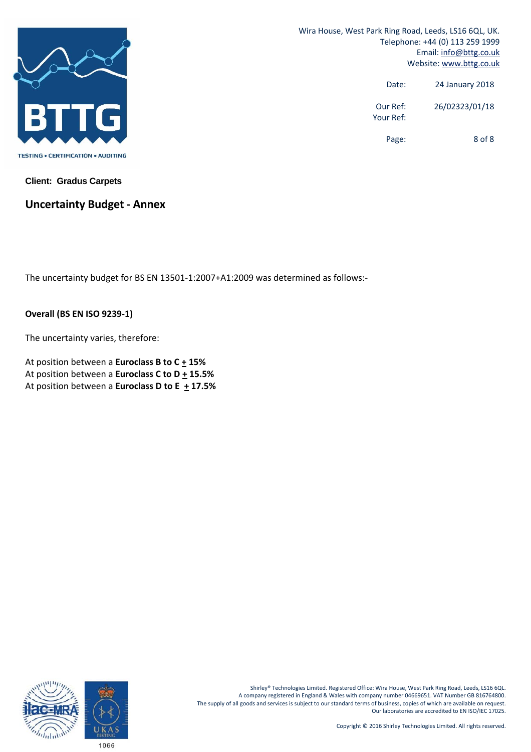**Client: Gradus Carpets**

## Uncertainty Budget - Annex

The uncertainty budget for BS EN 13501-1:2007+A1:2009 was determined as follows:-

**Overall (BS EN ISO 9239-1)**

The uncertainty varies, therefore:

At position between a **Euroclass B to C ± 15%**
At position between a **Euroclass C to D ± 15.5%**
At position between a **Euroclass D to E ± 17.5%**